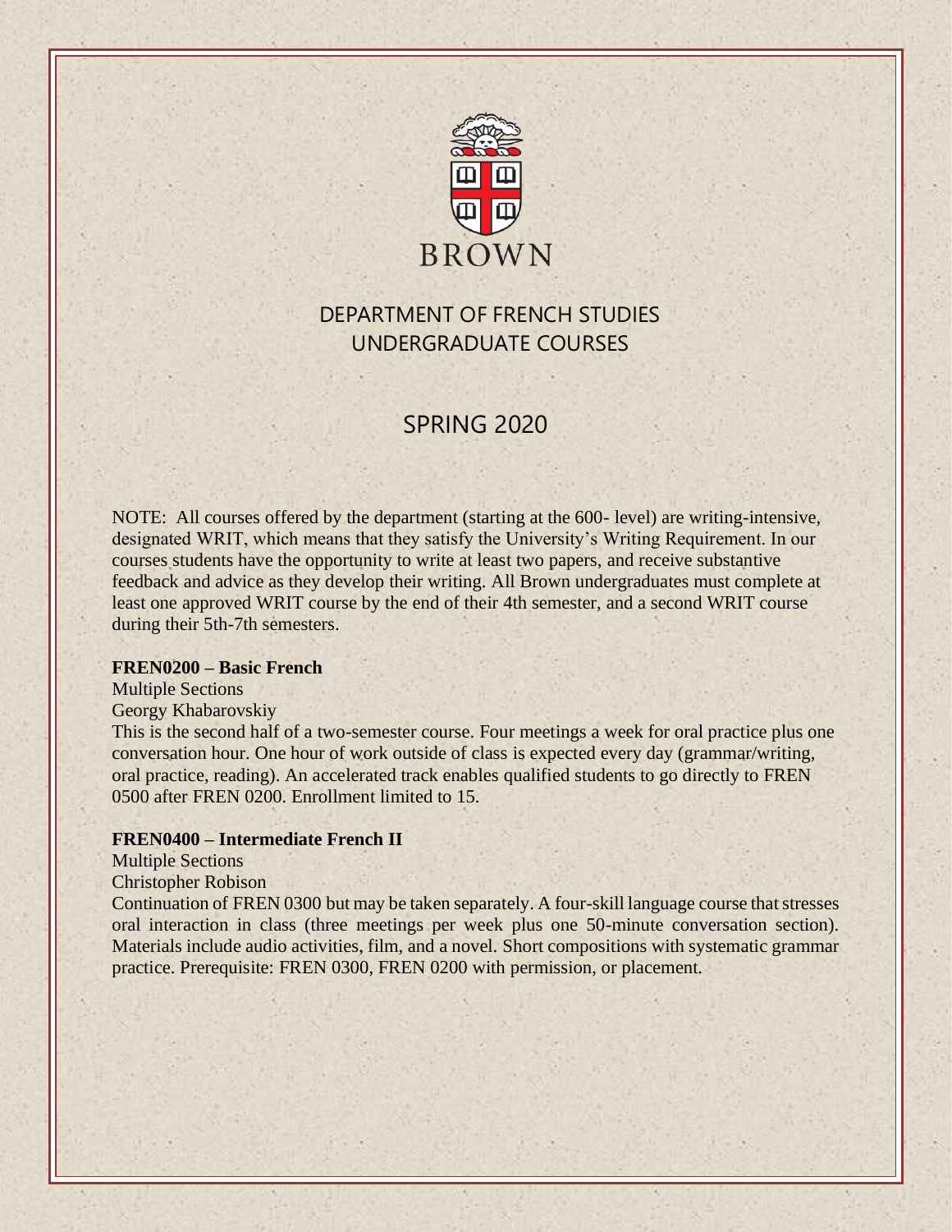BROWN

# DEPARTMENT OF FRENCH STUDIES
# UNDERGRADUATE COURSES

## SPRING 2020

NOTE: All courses offered by the department (starting at the 600- level) are writing-intensive, designated WRIT, which means that they satisfy the University's Writing Requirement. In our courses students have the opportunity to write at least two papers, and receive substantive feedback and advice as they develop their writing. All Brown undergraduates must complete at least one approved WRIT course by the end of their 4th semester, and a second WRIT course during their 5th-7th semesters.

**FREN0200 – Basic French**

Multiple Sections

Georgy Khabarovskiy

This is the second half of a two-semester course. Four meetings a week for oral practice plus one conversation hour. One hour of work outside of class is expected every day (grammar/writing, oral practice, reading). An accelerated track enables qualified students to go directly to FREN 0500 after FREN 0200. Enrollment limited to 15.

**FREN0400 – Intermediate French II**

Multiple Sections

Christopher Robison

Continuation of FREN 0300 but may be taken separately. A four-skill language course that stresses oral interaction in class (three meetings per week plus one 50-minute conversation section). Materials include audio activities, film, and a novel. Short compositions with systematic grammar practice. Prerequisite: FREN 0300, FREN 0200 with permission, or placement.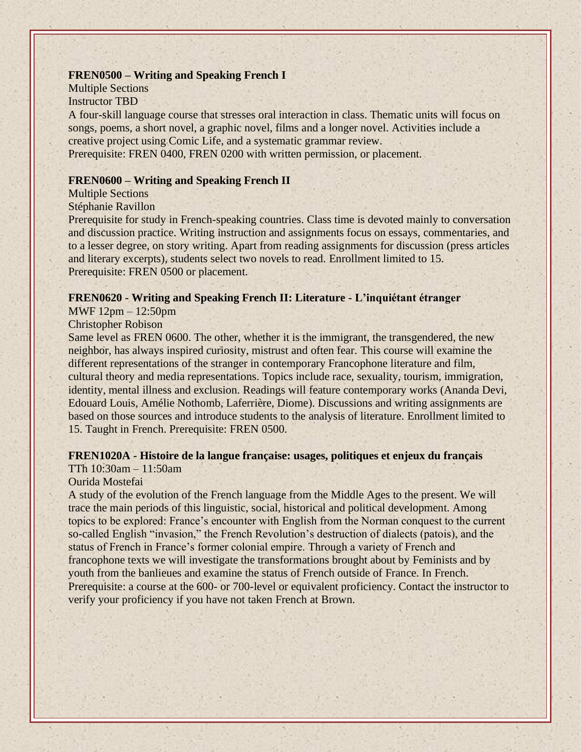**FREN0500 – Writing and Speaking French I**
Multiple Sections
Instructor TBD
A four-skill language course that stresses oral interaction in class. Thematic units will focus on songs, poems, a short novel, a graphic novel, films and a longer novel. Activities include a creative project using Comic Life, and a systematic grammar review.
Prerequisite: FREN 0400, FREN 0200 with written permission, or placement.

**FREN0600 – Writing and Speaking French II**
Multiple Sections
Stéphanie Ravillon
Prerequisite for study in French-speaking countries. Class time is devoted mainly to conversation and discussion practice. Writing instruction and assignments focus on essays, commentaries, and to a lesser degree, on story writing. Apart from reading assignments for discussion (press articles and literary excerpts), students select two novels to read. Enrollment limited to 15.
Prerequisite: FREN 0500 or placement.

**FREN0620 - Writing and Speaking French II: Literature - L'inquiétant étranger**
MWF 12pm – 12:50pm
Christopher Robison
Same level as FREN 0600. The other, whether it is the immigrant, the transgendered, the new neighbor, has always inspired curiosity, mistrust and often fear. This course will examine the different representations of the stranger in contemporary Francophone literature and film, cultural theory and media representations. Topics include race, sexuality, tourism, immigration, identity, mental illness and exclusion. Readings will feature contemporary works (Ananda Devi, Edouard Louis, Amélie Nothomb, Laferrière, Diome). Discussions and writing assignments are based on those sources and introduce students to the analysis of literature. Enrollment limited to 15. Taught in French. Prerequisite: FREN 0500.

**FREN1020A - Histoire de la langue française: usages, politiques et enjeux du français**
TTh 10:30am – 11:50am
Ourida Mostefai
A study of the evolution of the French language from the Middle Ages to the present. We will trace the main periods of this linguistic, social, historical and political development. Among topics to be explored: France's encounter with English from the Norman conquest to the current so-called English "invasion," the French Revolution's destruction of dialects (patois), and the status of French in France's former colonial empire. Through a variety of French and francophone texts we will investigate the transformations brought about by Feminists and by youth from the banlieues and examine the status of French outside of France. In French. Prerequisite: a course at the 600- or 700-level or equivalent proficiency. Contact the instructor to verify your proficiency if you have not taken French at Brown.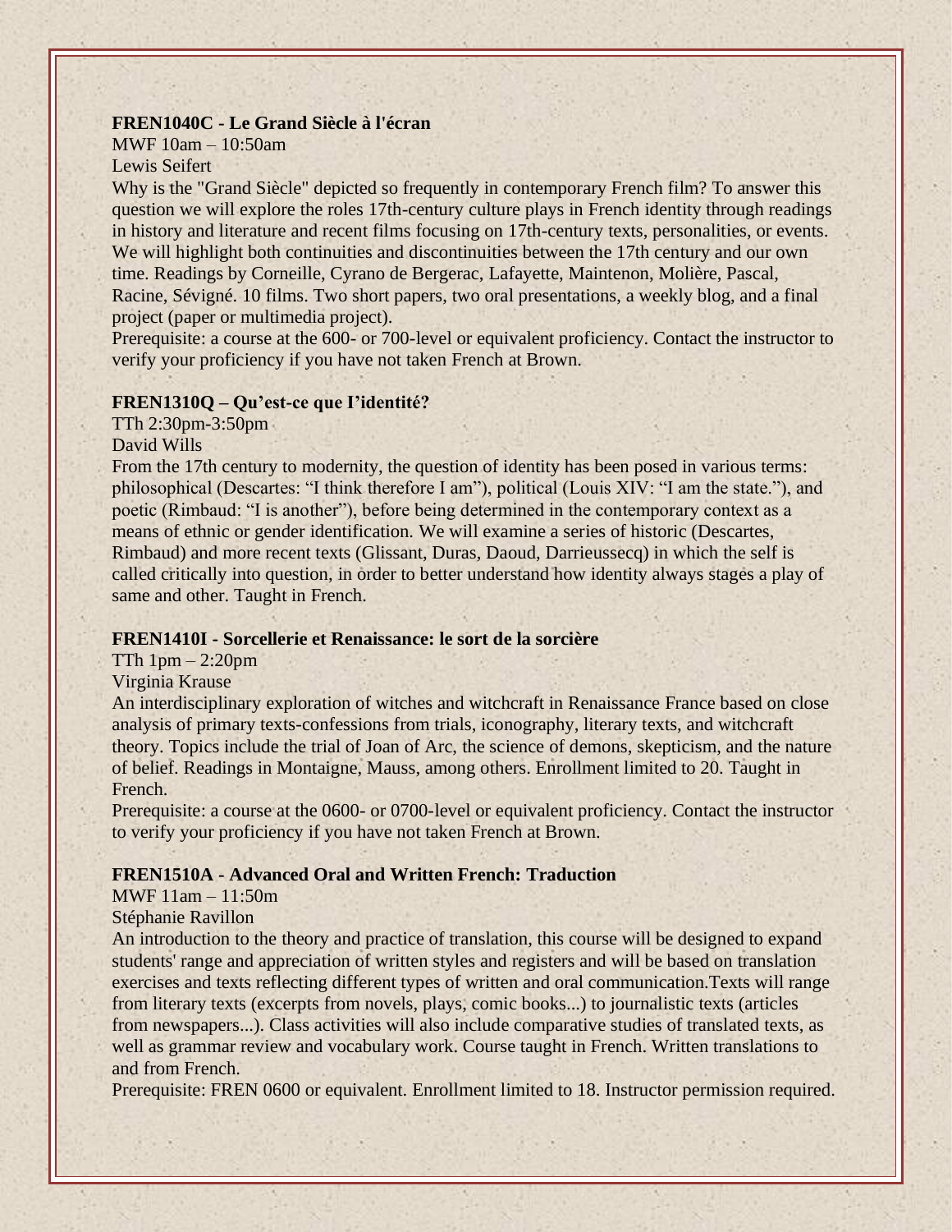**FREN1040C - Le Grand Siècle à l'écran**

MWF 10am – 10:50am

Lewis Seifert

Why is the "Grand Siècle" depicted so frequently in contemporary French film? To answer this question we will explore the roles 17th-century culture plays in French identity through readings in history and literature and recent films focusing on 17th-century texts, personalities, or events. We will highlight both continuities and discontinuities between the 17th century and our own time. Readings by Corneille, Cyrano de Bergerac, Lafayette, Maintenon, Molière, Pascal, Racine, Sévigné. 10 films. Two short papers, two oral presentations, a weekly blog, and a final project (paper or multimedia project).

Prerequisite: a course at the 600- or 700-level or equivalent proficiency. Contact the instructor to verify your proficiency if you have not taken French at Brown.

**FREN1310Q – Qu'est-ce que I'identité?**

TTh 2:30pm-3:50pm

David Wills

From the 17th century to modernity, the question of identity has been posed in various terms: philosophical (Descartes: "I think therefore I am"), political (Louis XIV: "I am the state."), and poetic (Rimbaud: "I is another"), before being determined in the contemporary context as a means of ethnic or gender identification. We will examine a series of historic (Descartes, Rimbaud) and more recent texts (Glissant, Duras, Daoud, Darrieussecq) in which the self is called critically into question, in order to better understand how identity always stages a play of same and other. Taught in French.

**FREN1410I - Sorcellerie et Renaissance: le sort de la sorcière**

TTh 1pm – 2:20pm

Virginia Krause

An interdisciplinary exploration of witches and witchcraft in Renaissance France based on close analysis of primary texts-confessions from trials, iconography, literary texts, and witchcraft theory. Topics include the trial of Joan of Arc, the science of demons, skepticism, and the nature of belief. Readings in Montaigne, Mauss, among others. Enrollment limited to 20. Taught in French.

Prerequisite: a course at the 0600- or 0700-level or equivalent proficiency. Contact the instructor to verify your proficiency if you have not taken French at Brown.

**FREN1510A - Advanced Oral and Written French: Traduction**

MWF 11am – 11:50m

Stéphanie Ravillon

An introduction to the theory and practice of translation, this course will be designed to expand students' range and appreciation of written styles and registers and will be based on translation exercises and texts reflecting different types of written and oral communication.Texts will range from literary texts (excerpts from novels, plays, comic books...) to journalistic texts (articles from newspapers...). Class activities will also include comparative studies of translated texts, as well as grammar review and vocabulary work. Course taught in French. Written translations to and from French.

Prerequisite: FREN 0600 or equivalent. Enrollment limited to 18. Instructor permission required.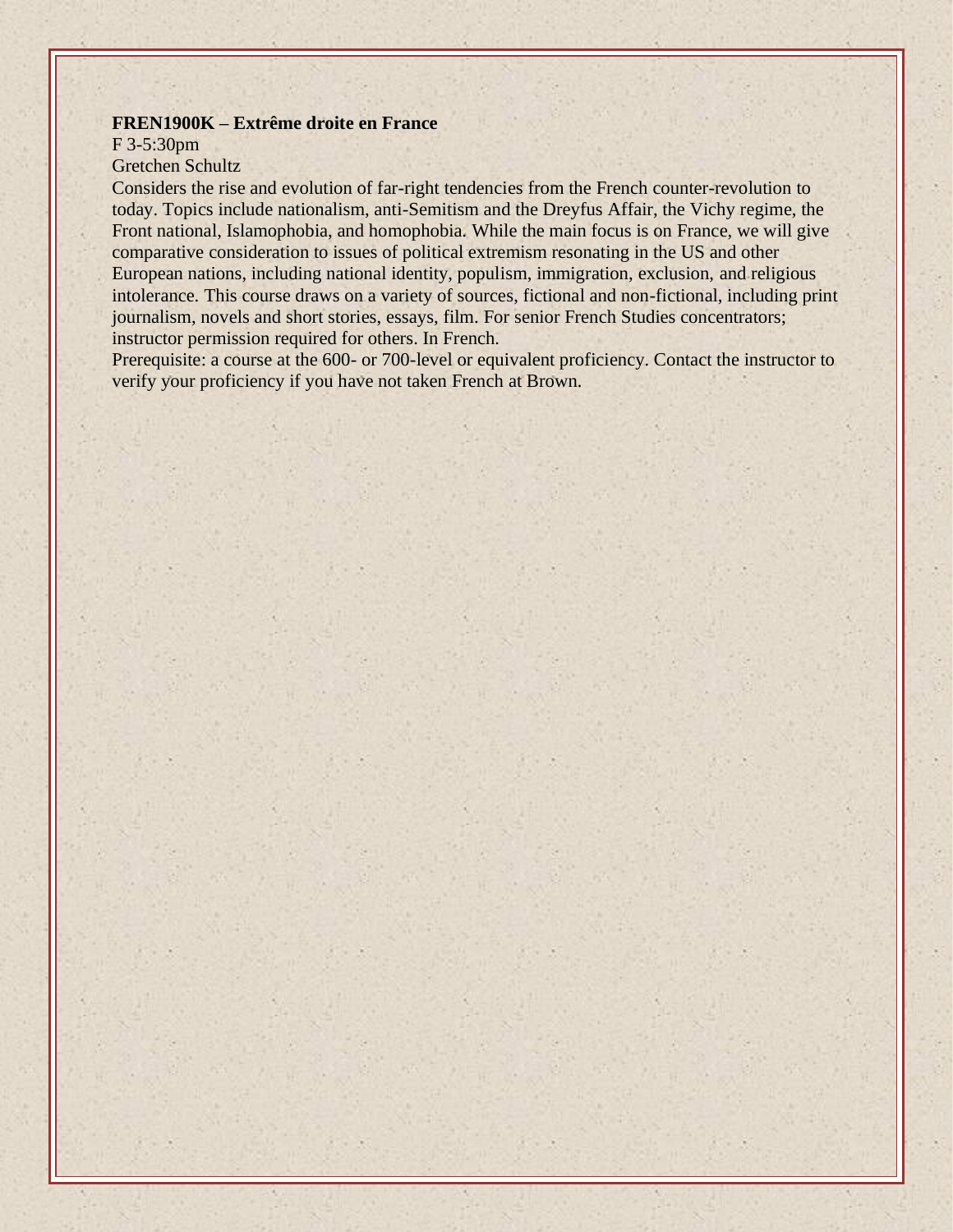**FREN1900K – Extrême droite en France**
F 3-5:30pm
Gretchen Schultz
Considers the rise and evolution of far-right tendencies from the French counter-revolution to today. Topics include nationalism, anti-Semitism and the Dreyfus Affair, the Vichy regime, the Front national, Islamophobia, and homophobia. While the main focus is on France, we will give comparative consideration to issues of political extremism resonating in the US and other European nations, including national identity, populism, immigration, exclusion, and religious intolerance. This course draws on a variety of sources, fictional and non-fictional, including print journalism, novels and short stories, essays, film. For senior French Studies concentrators; instructor permission required for others. In French.
Prerequisite: a course at the 600- or 700-level or equivalent proficiency. Contact the instructor to verify your proficiency if you have not taken French at Brown.